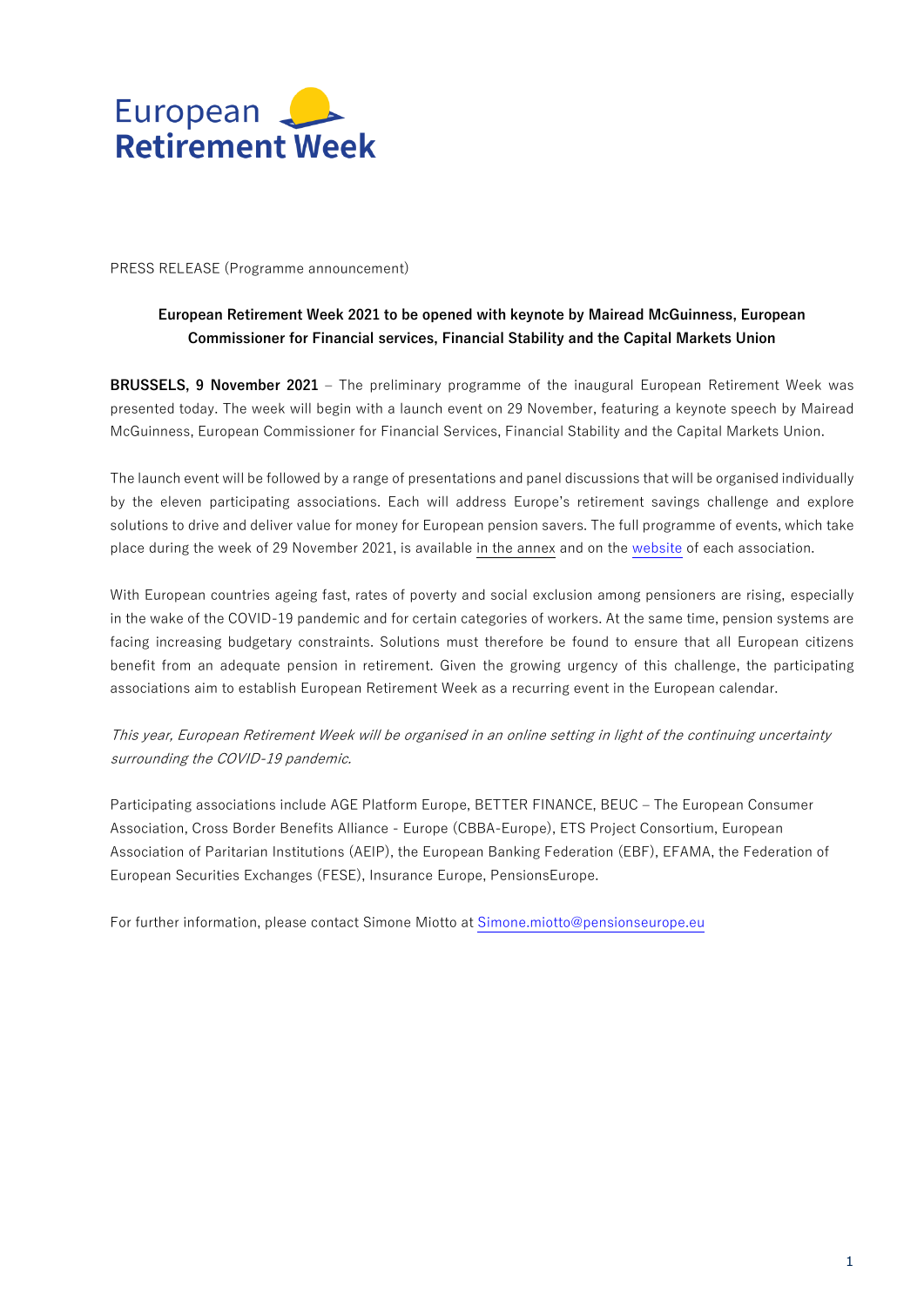European Retirement Week

PRESS RELEASE (Programme announcement)

**European Retirement Week 2021 to be opened with keynote by Mairead McGuinness, European Commissioner for Financial services, Financial Stability and the Capital Markets Union**

**BRUSSELS, 9 November 2021** – The preliminary programme of the inaugural European Retirement Week was presented today. The week will begin with a launch event on 29 November, featuring a keynote speech by Mairead McGuinness, European Commissioner for Financial Services, Financial Stability and the Capital Markets Union.

The launch event will be followed by a range of presentations and panel discussions that will be organised individually by the eleven participating associations. Each will address Europe's retirement savings challenge and explore solutions to drive and deliver value for money for European pension savers. The full programme of events, which take place during the week of 29 November 2021, is available in the annex and on the website of each association.

With European countries ageing fast, rates of poverty and social exclusion among pensioners are rising, especially in the wake of the COVID-19 pandemic and for certain categories of workers. At the same time, pension systems are facing increasing budgetary constraints. Solutions must therefore be found to ensure that all European citizens benefit from an adequate pension in retirement. Given the growing urgency of this challenge, the participating associations aim to establish European Retirement Week as a recurring event in the European calendar.

*This year, European Retirement Week will be organised in an online setting in light of the continuing uncertainty surrounding the COVID-19 pandemic.*

Participating associations include AGE Platform Europe, BETTER FINANCE, BEUC – The European Consumer Association, Cross Border Benefits Alliance - Europe (CBBA-Europe), ETS Project Consortium, European Association of Paritarian Institutions (AEIP), the European Banking Federation (EBF), EFAMA, the Federation of European Securities Exchanges (FESE), Insurance Europe, PensionsEurope.

For further information, please contact Simone Miotto at Simone.miotto@pensionseurope.eu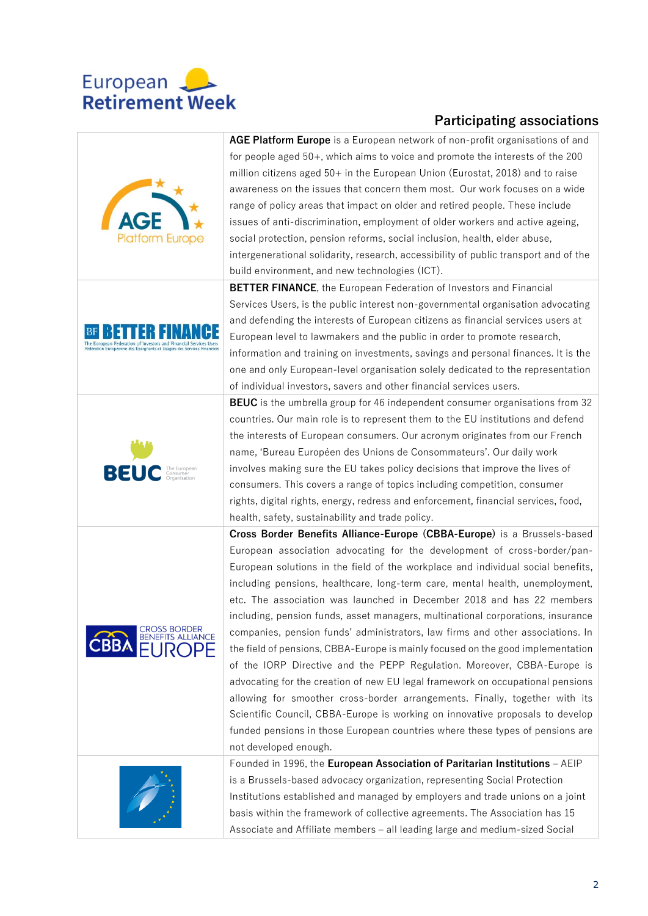## Participating associations

| | |
|---|---|
| AGE Platform Europe | **AGE Platform Europe** is a European network of non-profit organisations of and for people aged 50+, which aims to voice and promote the interests of the 200 million citizens aged 50+ in the European Union (Eurostat, 2018) and to raise awareness on the issues that concern them most. Our work focuses on a wide range of policy areas that impact on older and retired people. These include issues of anti-discrimination, employment of older workers and active ageing, social protection, pension reforms, social inclusion, health, elder abuse, intergenerational solidarity, research, accessibility of public transport and of the build environment, and new technologies (ICT). |
| BF BETTER FINANCE The European Federation of Investors and Financial Services Users Fédération Européenne des Épargnants et Usagers des Services Financiers | **BETTER FINANCE**, the European Federation of Investors and Financial Services Users, is the public interest non-governmental organisation advocating and defending the interests of European citizens as financial services users at European level to lawmakers and the public in order to promote research, information and training on investments, savings and personal finances. It is the one and only European-level organisation solely dedicated to the representation of individual investors, savers and other financial services users. |
| BEUC The European Consumer Organisation | **BEUC** is the umbrella group for 46 independent consumer organisations from 32 countries. Our main role is to represent them to the EU institutions and defend the interests of European consumers. Our acronym originates from our French name, 'Bureau Européen des Unions de Consommateurs'. Our daily work involves making sure the EU takes policy decisions that improve the lives of consumers. This covers a range of topics including competition, consumer rights, digital rights, energy, redress and enforcement, financial services, food, health, safety, sustainability and trade policy. |
| CBBA CROSS BORDER BENEFITS ALLIANCE EUROPE | **Cross Border Benefits Alliance-Europe (CBBA-Europe)** is a Brussels-based European association advocating for the development of cross-border/pan-European solutions in the field of the workplace and individual social benefits, including pensions, healthcare, long-term care, mental health, unemployment, etc. The association was launched in December 2018 and has 22 members including, pension funds, asset managers, multinational corporations, insurance companies, pension funds' administrators, law firms and other associations. In the field of pensions, CBBA-Europe is mainly focused on the good implementation of the IORP Directive and the PEPP Regulation. Moreover, CBBA-Europe is advocating for the creation of new EU legal framework on occupational pensions allowing for smoother cross-border arrangements. Finally, together with its Scientific Council, CBBA-Europe is working on innovative proposals to develop funded pensions in those European countries where these types of pensions are not developed enough. |
| | Founded in 1996, the **European Association of Paritarian Institutions** – AEIP is a Brussels-based advocacy organization, representing Social Protection Institutions established and managed by employers and trade unions on a joint basis within the framework of collective agreements. The Association has 15 Associate and Affiliate members – all leading large and medium-sized Social |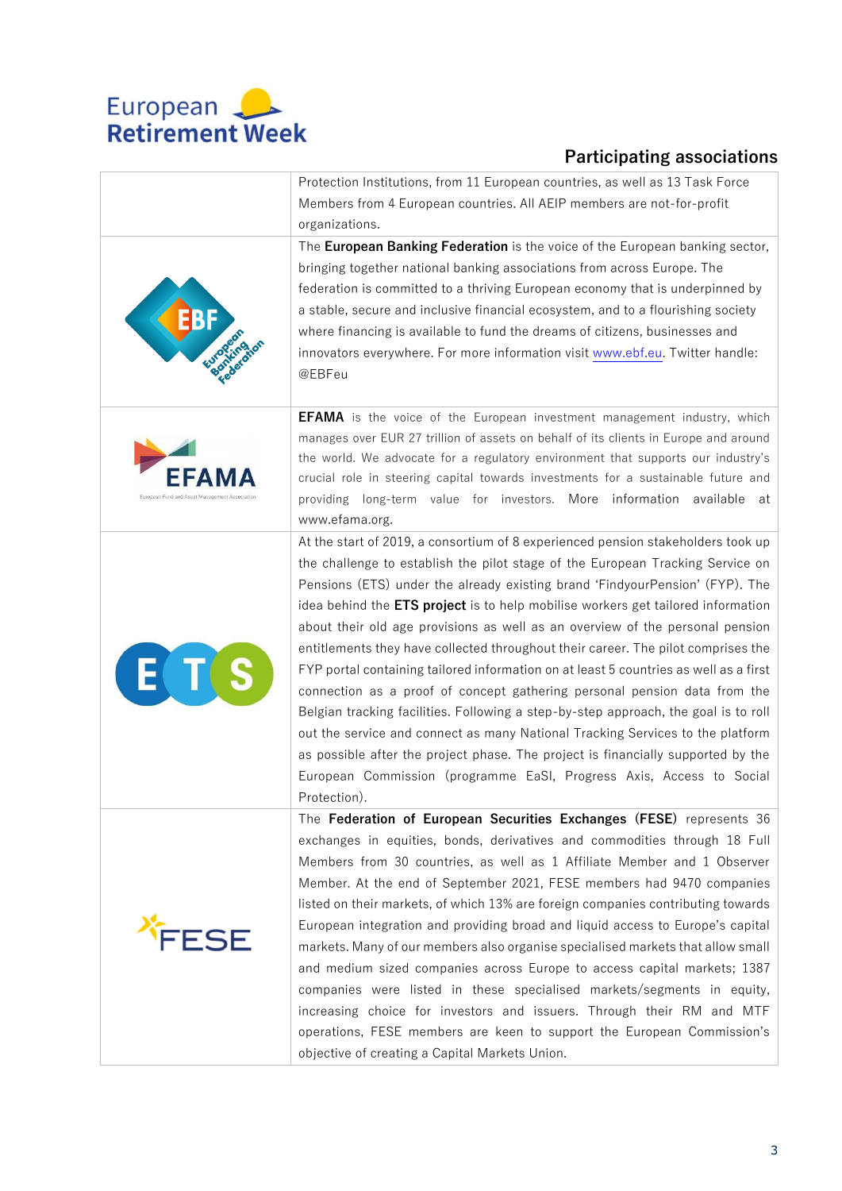## Participating associations

| | |
|---|---|
| | Protection Institutions, from 11 European countries, as well as 13 Task Force Members from 4 European countries. All AEIP members are not-for-profit organizations. |
| EBF European Banking Federation | The **European Banking Federation** is the voice of the European banking sector, bringing together national banking associations from across Europe. The federation is committed to a thriving European economy that is underpinned by a stable, secure and inclusive financial ecosystem, and to a flourishing society where financing is available to fund the dreams of citizens, businesses and innovators everywhere. For more information visit www.ebf.eu. Twitter handle: @EBFeu |
| EFAMA European Fund and Asset Management Association | **EFAMA** is the voice of the European investment management industry, which manages over EUR 27 trillion of assets on behalf of its clients in Europe and around the world. We advocate for a regulatory environment that supports our industry's crucial role in steering capital towards investments for a sustainable future and providing long-term value for investors. More information available at www.efama.org. |
| ETS | At the start of 2019, a consortium of 8 experienced pension stakeholders took up the challenge to establish the pilot stage of the European Tracking Service on Pensions (ETS) under the already existing brand 'FindyourPension' (FYP). The idea behind the **ETS project** is to help mobilise workers get tailored information about their old age provisions as well as an overview of the personal pension entitlements they have collected throughout their career. The pilot comprises the FYP portal containing tailored information on at least 5 countries as well as a first connection as a proof of concept gathering personal pension data from the Belgian tracking facilities. Following a step-by-step approach, the goal is to roll out the service and connect as many National Tracking Services to the platform as possible after the project phase. The project is financially supported by the European Commission (programme EaSI, Progress Axis, Access to Social Protection). |
| FESE | The **Federation of European Securities Exchanges (FESE)** represents 36 exchanges in equities, bonds, derivatives and commodities through 18 Full Members from 30 countries, as well as 1 Affiliate Member and 1 Observer Member. At the end of September 2021, FESE members had 9470 companies listed on their markets, of which 13% are foreign companies contributing towards European integration and providing broad and liquid access to Europe's capital markets. Many of our members also organise specialised markets that allow small and medium sized companies across Europe to access capital markets; 1387 companies were listed in these specialised markets/segments in equity, increasing choice for investors and issuers. Through their RM and MTF operations, FESE members are keen to support the European Commission's objective of creating a Capital Markets Union. |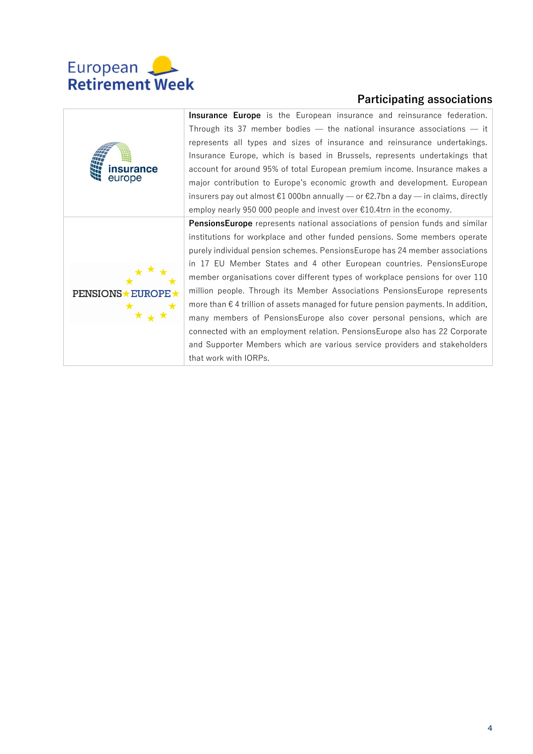European Retirement Week

## Participating associations

| | |
|---|---|
| insurance europe | **Insurance Europe** is the European insurance and reinsurance federation. Through its 37 member bodies — the national insurance associations — it represents all types and sizes of insurance and reinsurance undertakings. Insurance Europe, which is based in Brussels, represents undertakings that account for around 95% of total European premium income. Insurance makes a major contribution to Europe's economic growth and development. European insurers pay out almost €1 000bn annually — or €2.7bn a day — in claims, directly employ nearly 950 000 people and invest over €10.4trn in the economy. |
| PENSIONS EUROPE | **PensionsEurope** represents national associations of pension funds and similar institutions for workplace and other funded pensions. Some members operate purely individual pension schemes. PensionsEurope has 24 member associations in 17 EU Member States and 4 other European countries. PensionsEurope member organisations cover different types of workplace pensions for over 110 million people. Through its Member Associations PensionsEurope represents more than € 4 trillion of assets managed for future pension payments. In addition, many members of PensionsEurope also cover personal pensions, which are connected with an employment relation. PensionsEurope also has 22 Corporate and Supporter Members which are various service providers and stakeholders that work with IORPs. |